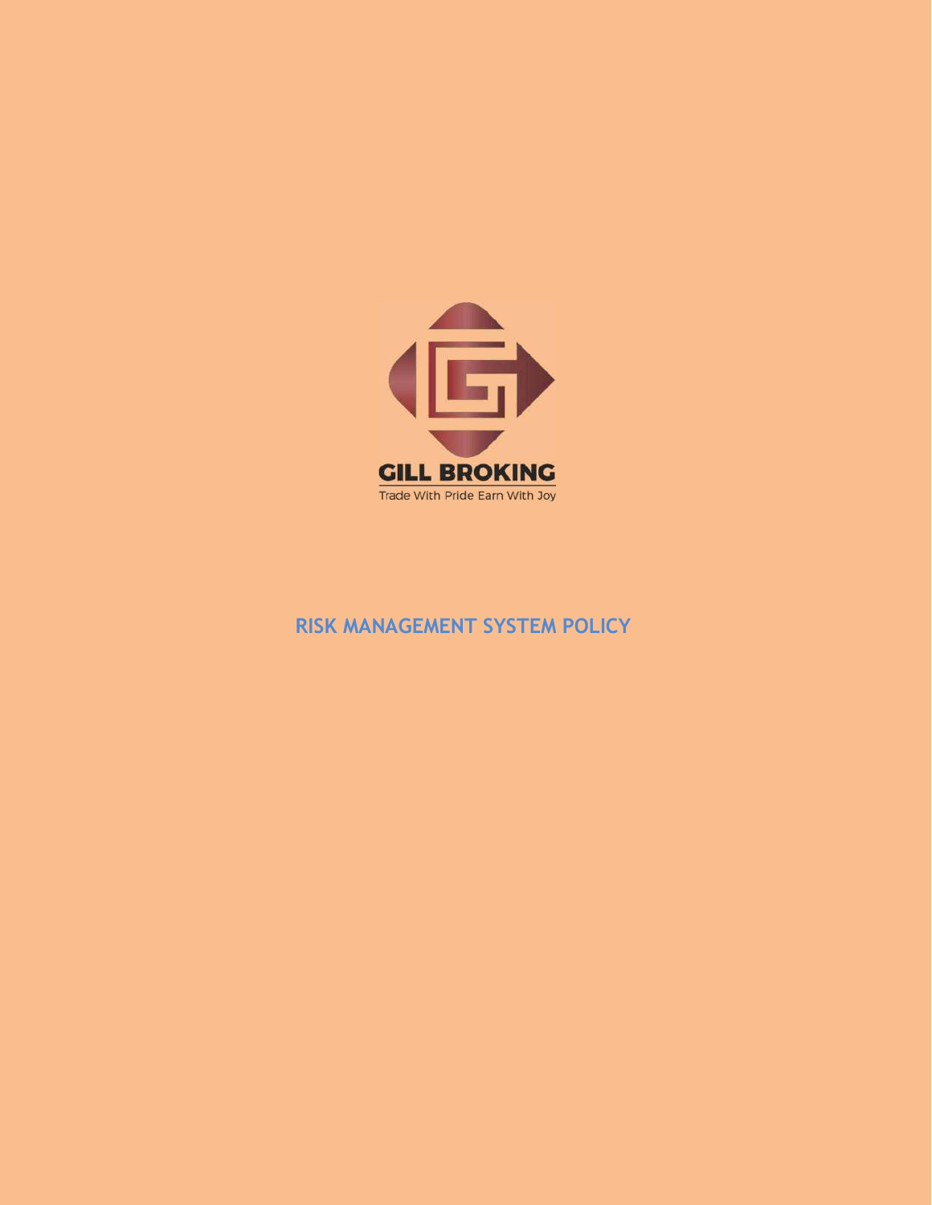GILL BROKING

Trade With Pride Earn With Joy

# RISK MANAGEMENT SYSTEM POLICY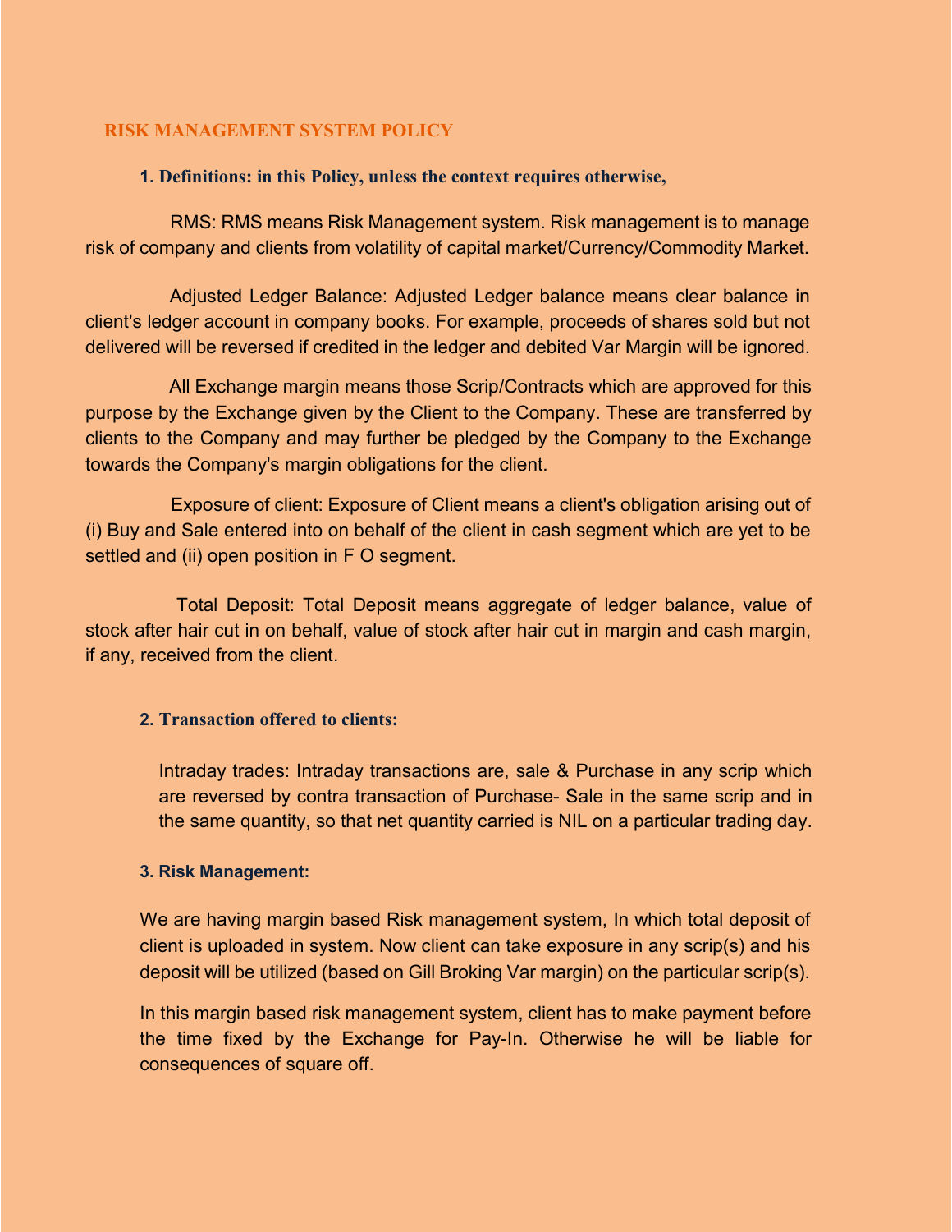## RISK MANAGEMENT SYSTEM POLICY

### 1. Definitions: in this Policy, unless the context requires otherwise,

RMS: RMS means Risk Management system. Risk management is to manage risk of company and clients from volatility of capital market/Currency/Commodity Market.

Adjusted Ledger Balance: Adjusted Ledger balance means clear balance in client's ledger account in company books. For example, proceeds of shares sold but not delivered will be reversed if credited in the ledger and debited Var Margin will be ignored.

All Exchange margin means those Scrip/Contracts which are approved for this purpose by the Exchange given by the Client to the Company. These are transferred by clients to the Company and may further be pledged by the Company to the Exchange towards the Company's margin obligations for the client.

Exposure of client: Exposure of Client means a client's obligation arising out of (i) Buy and Sale entered into on behalf of the client in cash segment which are yet to be settled and (ii) open position in F O segment.

Total Deposit: Total Deposit means aggregate of ledger balance, value of stock after hair cut in on behalf, value of stock after hair cut in margin and cash margin, if any, received from the client.

### 2. Transaction offered to clients:

Intraday trades: Intraday transactions are, sale & Purchase in any scrip which are reversed by contra transaction of Purchase- Sale in the same scrip and in the same quantity, so that net quantity carried is NIL on a particular trading day.

### 3. Risk Management:

We are having margin based Risk management system, In which total deposit of client is uploaded in system. Now client can take exposure in any scrip(s) and his deposit will be utilized (based on Gill Broking Var margin) on the particular scrip(s).

In this margin based risk management system, client has to make payment before the time fixed by the Exchange for Pay-In. Otherwise he will be liable for consequences of square off.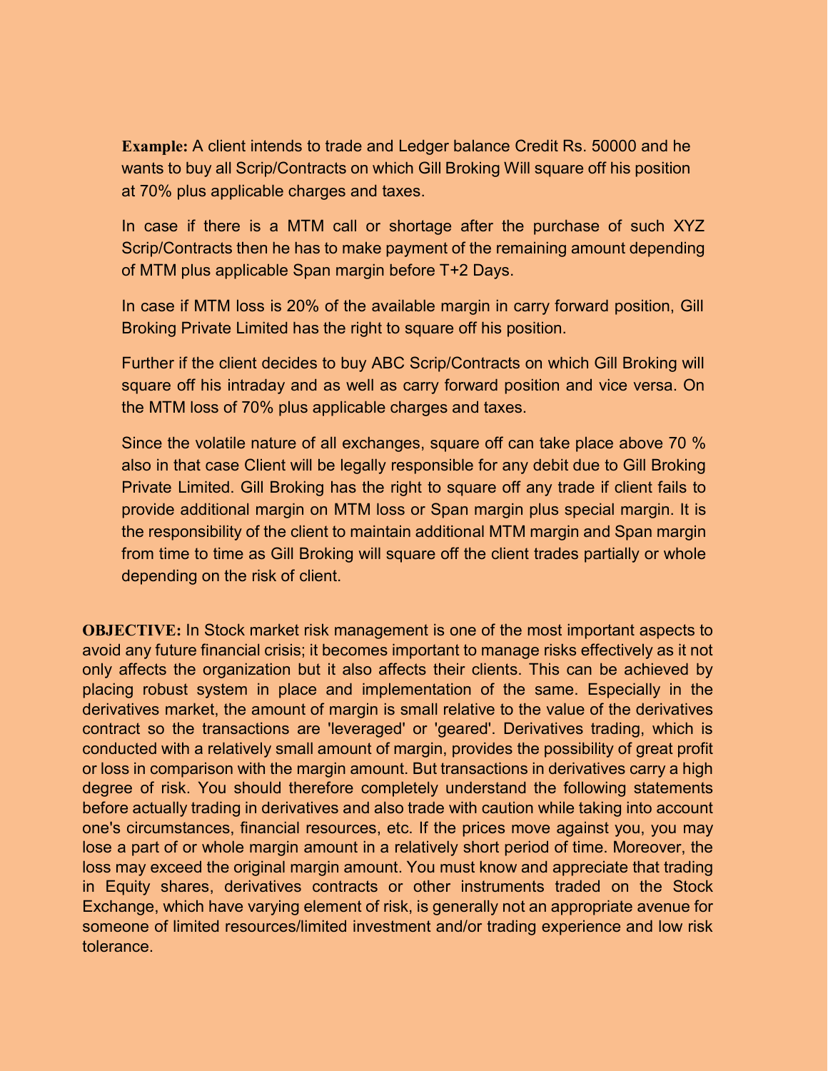**Example:** A client intends to trade and Ledger balance Credit Rs. 50000 and he wants to buy all Scrip/Contracts on which Gill Broking Will square off his position at 70% plus applicable charges and taxes.

In case if there is a MTM call or shortage after the purchase of such XYZ Scrip/Contracts then he has to make payment of the remaining amount depending of MTM plus applicable Span margin before T+2 Days.

In case if MTM loss is 20% of the available margin in carry forward position, Gill Broking Private Limited has the right to square off his position.

Further if the client decides to buy ABC Scrip/Contracts on which Gill Broking will square off his intraday and as well as carry forward position and vice versa. On the MTM loss of 70% plus applicable charges and taxes.

Since the volatile nature of all exchanges, square off can take place above 70 % also in that case Client will be legally responsible for any debit due to Gill Broking Private Limited. Gill Broking has the right to square off any trade if client fails to provide additional margin on MTM loss or Span margin plus special margin. It is the responsibility of the client to maintain additional MTM margin and Span margin from time to time as Gill Broking will square off the client trades partially or whole depending on the risk of client.

**OBJECTIVE:** In Stock market risk management is one of the most important aspects to avoid any future financial crisis; it becomes important to manage risks effectively as it not only affects the organization but it also affects their clients. This can be achieved by placing robust system in place and implementation of the same. Especially in the derivatives market, the amount of margin is small relative to the value of the derivatives contract so the transactions are 'leveraged' or 'geared'. Derivatives trading, which is conducted with a relatively small amount of margin, provides the possibility of great profit or loss in comparison with the margin amount. But transactions in derivatives carry a high degree of risk. You should therefore completely understand the following statements before actually trading in derivatives and also trade with caution while taking into account one's circumstances, financial resources, etc. If the prices move against you, you may lose a part of or whole margin amount in a relatively short period of time. Moreover, the loss may exceed the original margin amount. You must know and appreciate that trading in Equity shares, derivatives contracts or other instruments traded on the Stock Exchange, which have varying element of risk, is generally not an appropriate avenue for someone of limited resources/limited investment and/or trading experience and low risk tolerance.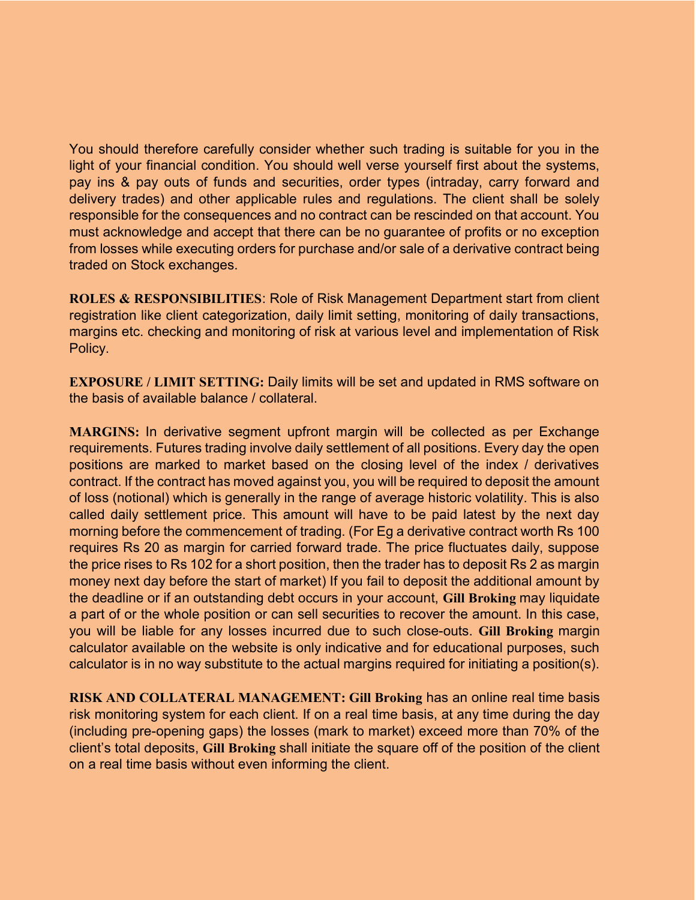You should therefore carefully consider whether such trading is suitable for you in the light of your financial condition. You should well verse yourself first about the systems, pay ins & pay outs of funds and securities, order types (intraday, carry forward and delivery trades) and other applicable rules and regulations. The client shall be solely responsible for the consequences and no contract can be rescinded on that account. You must acknowledge and accept that there can be no guarantee of profits or no exception from losses while executing orders for purchase and/or sale of a derivative contract being traded on Stock exchanges.

**ROLES & RESPONSIBILITIES**: Role of Risk Management Department start from client registration like client categorization, daily limit setting, monitoring of daily transactions, margins etc. checking and monitoring of risk at various level and implementation of Risk Policy.

**EXPOSURE / LIMIT SETTING:** Daily limits will be set and updated in RMS software on the basis of available balance / collateral.

**MARGINS:** In derivative segment upfront margin will be collected as per Exchange requirements. Futures trading involve daily settlement of all positions. Every day the open positions are marked to market based on the closing level of the index / derivatives contract. If the contract has moved against you, you will be required to deposit the amount of loss (notional) which is generally in the range of average historic volatility. This is also called daily settlement price. This amount will have to be paid latest by the next day morning before the commencement of trading. (For Eg a derivative contract worth Rs 100 requires Rs 20 as margin for carried forward trade. The price fluctuates daily, suppose the price rises to Rs 102 for a short position, then the trader has to deposit Rs 2 as margin money next day before the start of market) If you fail to deposit the additional amount by the deadline or if an outstanding debt occurs in your account, **Gill Broking** may liquidate a part of or the whole position or can sell securities to recover the amount. In this case, you will be liable for any losses incurred due to such close-outs. **Gill Broking** margin calculator available on the website is only indicative and for educational purposes, such calculator is in no way substitute to the actual margins required for initiating a position(s).

**RISK AND COLLATERAL MANAGEMENT: Gill Broking** has an online real time basis risk monitoring system for each client. If on a real time basis, at any time during the day (including pre-opening gaps) the losses (mark to market) exceed more than 70% of the client's total deposits, **Gill Broking** shall initiate the square off of the position of the client on a real time basis without even informing the client.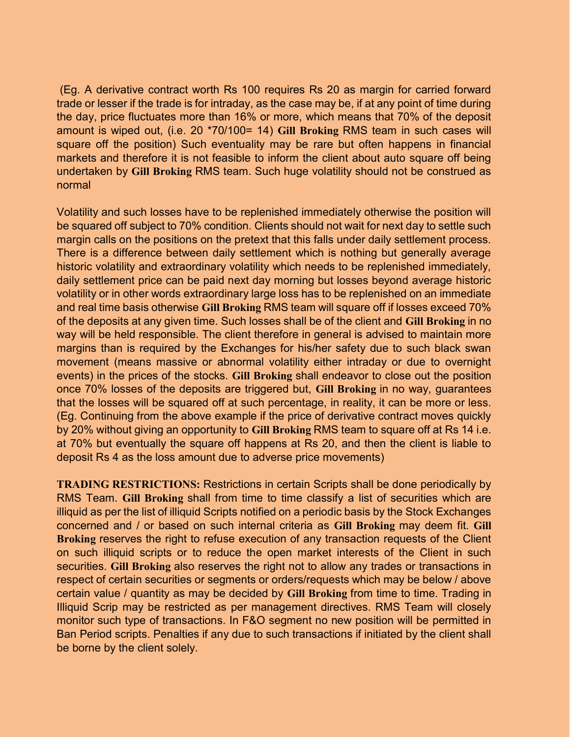(Eg. A derivative contract worth Rs 100 requires Rs 20 as margin for carried forward trade or lesser if the trade is for intraday, as the case may be, if at any point of time during the day, price fluctuates more than 16% or more, which means that 70% of the deposit amount is wiped out, (i.e. 20 *70/100= 14) **Gill Broking** RMS team in such cases will square off the position) Such eventuality may be rare but often happens in financial markets and therefore it is not feasible to inform the client about auto square off being undertaken by **Gill Broking** RMS team. Such huge volatility should not be construed as normal

Volatility and such losses have to be replenished immediately otherwise the position will be squared off subject to 70% condition. Clients should not wait for next day to settle such margin calls on the positions on the pretext that this falls under daily settlement process. There is a difference between daily settlement which is nothing but generally average historic volatility and extraordinary volatility which needs to be replenished immediately, daily settlement price can be paid next day morning but losses beyond average historic volatility or in other words extraordinary large loss has to be replenished on an immediate and real time basis otherwise **Gill Broking** RMS team will square off if losses exceed 70% of the deposits at any given time. Such losses shall be of the client and **Gill Broking** in no way will be held responsible. The client therefore in general is advised to maintain more margins than is required by the Exchanges for his/her safety due to such black swan movement (means massive or abnormal volatility either intraday or due to overnight events) in the prices of the stocks. **Gill Broking** shall endeavor to close out the position once 70% losses of the deposits are triggered but, **Gill Broking** in no way, guarantees that the losses will be squared off at such percentage, in reality, it can be more or less. (Eg. Continuing from the above example if the price of derivative contract moves quickly by 20% without giving an opportunity to **Gill Broking** RMS team to square off at Rs 14 i.e. at 70% but eventually the square off happens at Rs 20, and then the client is liable to deposit Rs 4 as the loss amount due to adverse price movements)

**TRADING RESTRICTIONS:** Restrictions in certain Scripts shall be done periodically by RMS Team. **Gill Broking** shall from time to time classify a list of securities which are illiquid as per the list of illiquid Scripts notified on a periodic basis by the Stock Exchanges concerned and / or based on such internal criteria as **Gill Broking** may deem fit. **Gill Broking** reserves the right to refuse execution of any transaction requests of the Client on such illiquid scripts or to reduce the open market interests of the Client in such securities. **Gill Broking** also reserves the right not to allow any trades or transactions in respect of certain securities or segments or orders/requests which may be below / above certain value / quantity as may be decided by **Gill Broking** from time to time. Trading in Illiquid Scrip may be restricted as per management directives. RMS Team will closely monitor such type of transactions. In F&O segment no new position will be permitted in Ban Period scripts. Penalties if any due to such transactions if initiated by the client shall be borne by the client solely.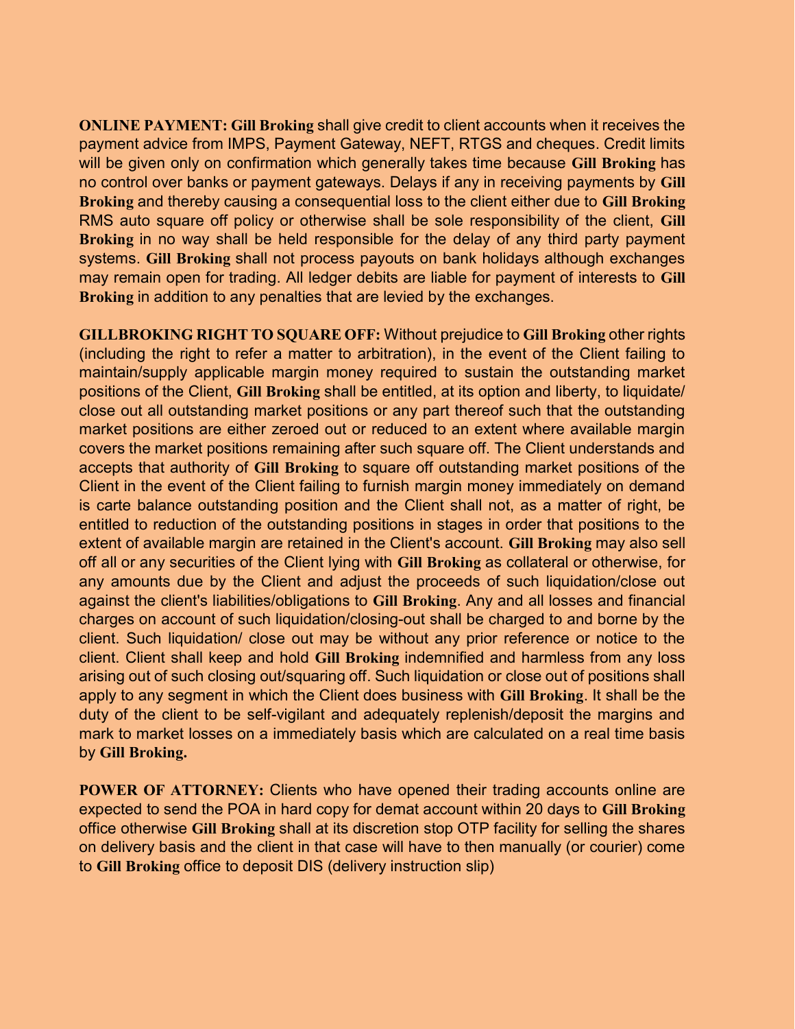**ONLINE PAYMENT:** **Gill Broking** shall give credit to client accounts when it receives the payment advice from IMPS, Payment Gateway, NEFT, RTGS and cheques. Credit limits will be given only on confirmation which generally takes time because **Gill Broking** has no control over banks or payment gateways. Delays if any in receiving payments by **Gill Broking** and thereby causing a consequential loss to the client either due to **Gill Broking** RMS auto square off policy or otherwise shall be sole responsibility of the client, **Gill Broking** in no way shall be held responsible for the delay of any third party payment systems. **Gill Broking** shall not process payouts on bank holidays although exchanges may remain open for trading. All ledger debits are liable for payment of interests to **Gill Broking** in addition to any penalties that are levied by the exchanges.

**GILLBROKING RIGHT TO SQUARE OFF:** Without prejudice to **Gill Broking** other rights (including the right to refer a matter to arbitration), in the event of the Client failing to maintain/supply applicable margin money required to sustain the outstanding market positions of the Client, **Gill Broking** shall be entitled, at its option and liberty, to liquidate/ close out all outstanding market positions or any part thereof such that the outstanding market positions are either zeroed out or reduced to an extent where available margin covers the market positions remaining after such square off. The Client understands and accepts that authority of **Gill Broking** to square off outstanding market positions of the Client in the event of the Client failing to furnish margin money immediately on demand is carte balance outstanding position and the Client shall not, as a matter of right, be entitled to reduction of the outstanding positions in stages in order that positions to the extent of available margin are retained in the Client's account. **Gill Broking** may also sell off all or any securities of the Client lying with **Gill Broking** as collateral or otherwise, for any amounts due by the Client and adjust the proceeds of such liquidation/close out against the client's liabilities/obligations to **Gill Broking**. Any and all losses and financial charges on account of such liquidation/closing-out shall be charged to and borne by the client. Such liquidation/ close out may be without any prior reference or notice to the client. Client shall keep and hold **Gill Broking** indemnified and harmless from any loss arising out of such closing out/squaring off. Such liquidation or close out of positions shall apply to any segment in which the Client does business with **Gill Broking**. It shall be the duty of the client to be self-vigilant and adequately replenish/deposit the margins and mark to market losses on a immediately basis which are calculated on a real time basis by **Gill Broking.**

**POWER OF ATTORNEY:** Clients who have opened their trading accounts online are expected to send the POA in hard copy for demat account within 20 days to **Gill Broking** office otherwise **Gill Broking** shall at its discretion stop OTP facility for selling the shares on delivery basis and the client in that case will have to then manually (or courier) come to **Gill Broking** office to deposit DIS (delivery instruction slip)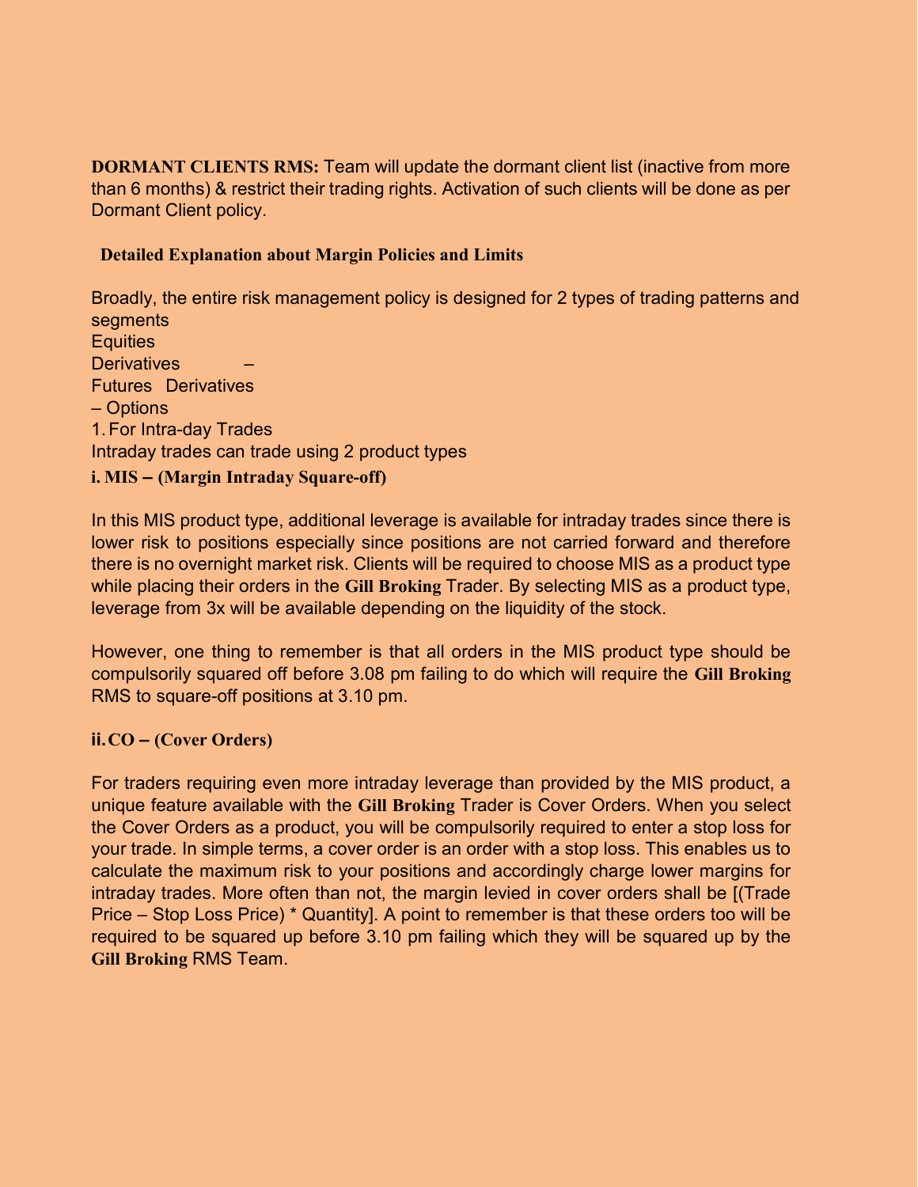**DORMANT CLIENTS RMS:** Team will update the dormant client list (inactive from more than 6 months) & restrict their trading rights. Activation of such clients will be done as per Dormant Client policy.

### Detailed Explanation about Margin Policies and Limits

Broadly, the entire risk management policy is designed for 2 types of trading patterns and segments

Equities

Derivatives –

Futures Derivatives

– Options

1. For Intra-day Trades

Intraday trades can trade using 2 product types

**i. MIS – (Margin Intraday Square-off)**

In this MIS product type, additional leverage is available for intraday trades since there is lower risk to positions especially since positions are not carried forward and therefore there is no overnight market risk. Clients will be required to choose MIS as a product type while placing their orders in the **Gill Broking** Trader. By selecting MIS as a product type, leverage from 3x will be available depending on the liquidity of the stock.

However, one thing to remember is that all orders in the MIS product type should be compulsorily squared off before 3.08 pm failing to do which will require the **Gill Broking** RMS to square-off positions at 3.10 pm.

**ii. CO – (Cover Orders)**

For traders requiring even more intraday leverage than provided by the MIS product, a unique feature available with the **Gill Broking** Trader is Cover Orders. When you select the Cover Orders as a product, you will be compulsorily required to enter a stop loss for your trade. In simple terms, a cover order is an order with a stop loss. This enables us to calculate the maximum risk to your positions and accordingly charge lower margins for intraday trades. More often than not, the margin levied in cover orders shall be [(Trade Price – Stop Loss Price) * Quantity]. A point to remember is that these orders too will be required to be squared up before 3.10 pm failing which they will be squared up by the **Gill Broking** RMS Team.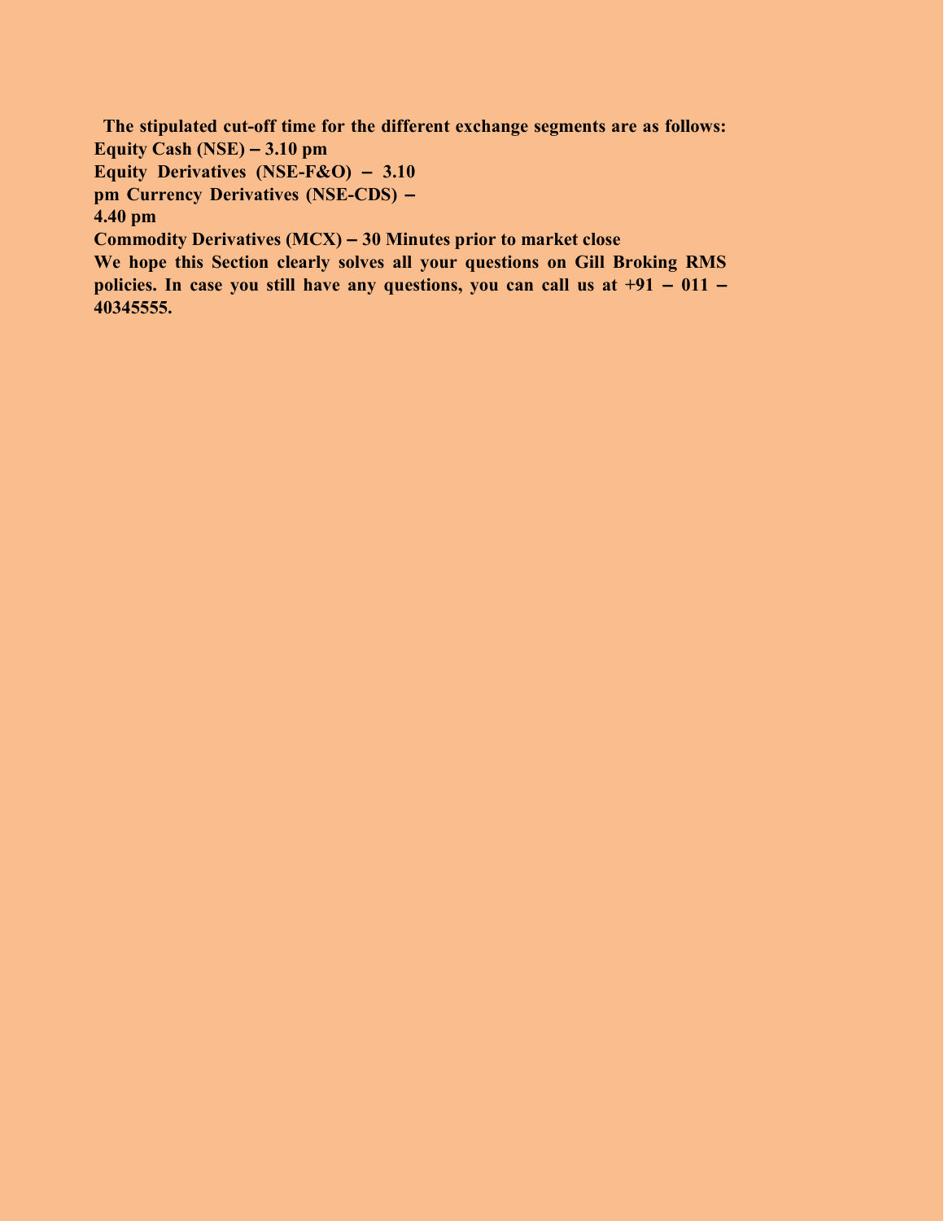**The stipulated cut-off time for the different exchange segments are as follows:**

**Equity Cash (NSE) – 3.10 pm**

**Equity Derivatives (NSE-F&O) – 3.10 pm**

**Currency Derivatives (NSE-CDS) – 4.40 pm**

**Commodity Derivatives (MCX) – 30 Minutes prior to market close**

**We hope this Section clearly solves all your questions on Gill Broking RMS policies. In case you still have any questions, you can call us at +91 – 011 – 40345555.**